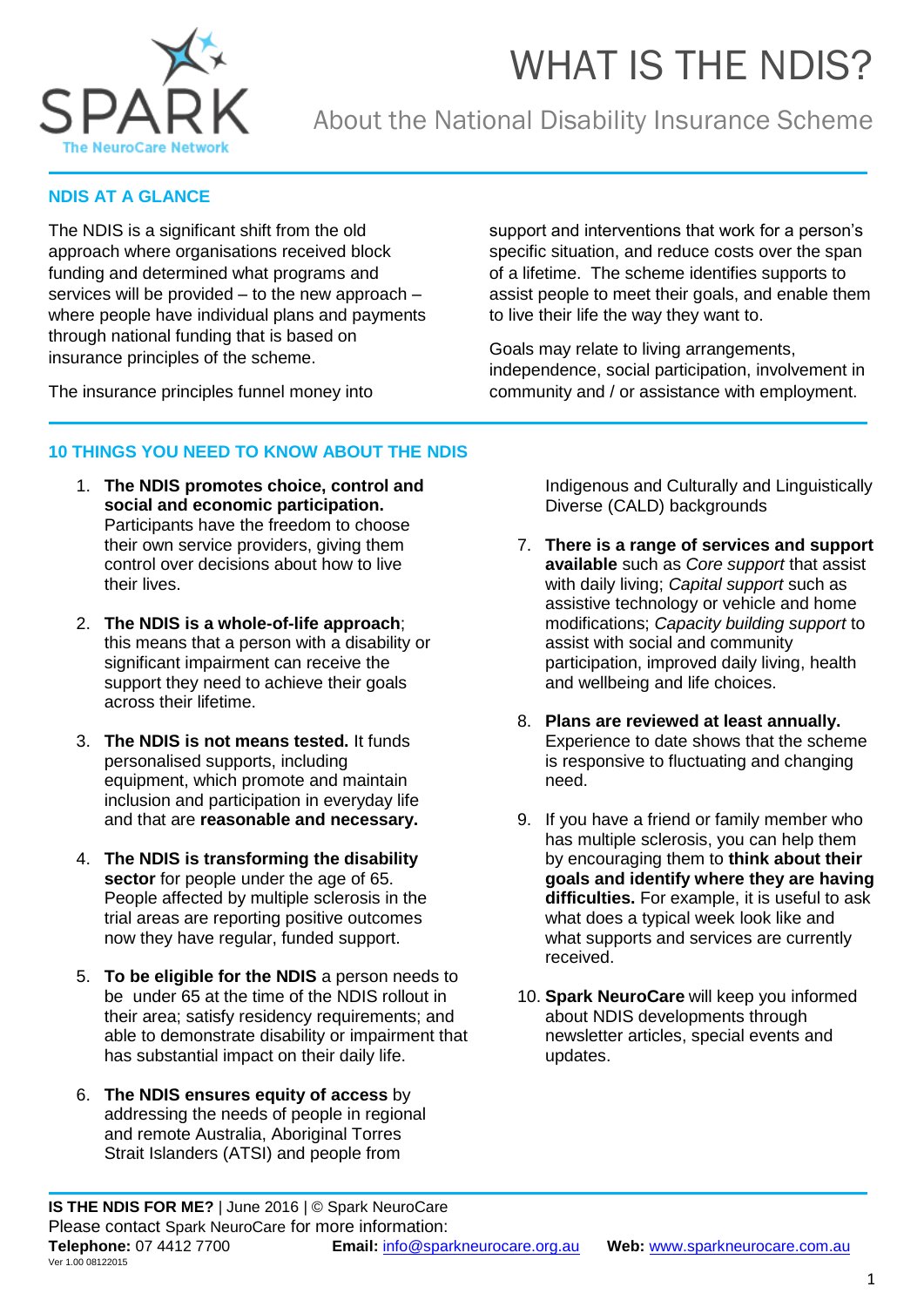SPARK
The NeuroCare Network

# WHAT IS THE NDIS?

## About the National Disability Insurance Scheme

### NDIS AT A GLANCE

The NDIS is a significant shift from the old approach where organisations received block funding and determined what programs and services will be provided – to the new approach – where people have individual plans and payments through national funding that is based on insurance principles of the scheme.

The insurance principles funnel money into support and interventions that work for a person's specific situation, and reduce costs over the span of a lifetime. The scheme identifies supports to assist people to meet their goals, and enable them to live their life the way they want to.

Goals may relate to living arrangements, independence, social participation, involvement in community and / or assistance with employment.

### 10 THINGS YOU NEED TO KNOW ABOUT THE NDIS

1. **The NDIS promotes choice, control and social and economic participation.** Participants have the freedom to choose their own service providers, giving them control over decisions about how to live their lives.
2. **The NDIS is a whole-of-life approach**; this means that a person with a disability or significant impairment can receive the support they need to achieve their goals across their lifetime.
3. **The NDIS is not means tested.** It funds personalised supports, including equipment, which promote and maintain inclusion and participation in everyday life and that are **reasonable and necessary.**
4. **The NDIS is transforming the disability sector** for people under the age of 65. People affected by multiple sclerosis in the trial areas are reporting positive outcomes now they have regular, funded support.
5. **To be eligible for the NDIS** a person needs to be under 65 at the time of the NDIS rollout in their area; satisfy residency requirements; and able to demonstrate disability or impairment that has substantial impact on their daily life.
6. **The NDIS ensures equity of access** by addressing the needs of people in regional and remote Australia, Aboriginal Torres Strait Islanders (ATSI) and people from Indigenous and Culturally and Linguistically Diverse (CALD) backgrounds
7. **There is a range of services and support available** such as *Core support* that assist with daily living; *Capital support* such as assistive technology or vehicle and home modifications; *Capacity building support* to assist with social and community participation, improved daily living, health and wellbeing and life choices.
8. **Plans are reviewed at least annually.** Experience to date shows that the scheme is responsive to fluctuating and changing need.
9. If you have a friend or family member who has multiple sclerosis, you can help them by encouraging them to **think about their goals and identify where they are having difficulties.** For example, it is useful to ask what does a typical week look like and what supports and services are currently received.
10. **Spark NeuroCare** will keep you informed about NDIS developments through newsletter articles, special events and updates.

**IS THE NDIS FOR ME?** | June 2016 | © Spark NeuroCare
Please contact Spark NeuroCare for more information:
**Telephone:** 07 4412 7700 **Email:** info@sparkneurocare.org.au **Web:** www.sparkneurocare.com.au
Ver 1.00 08122015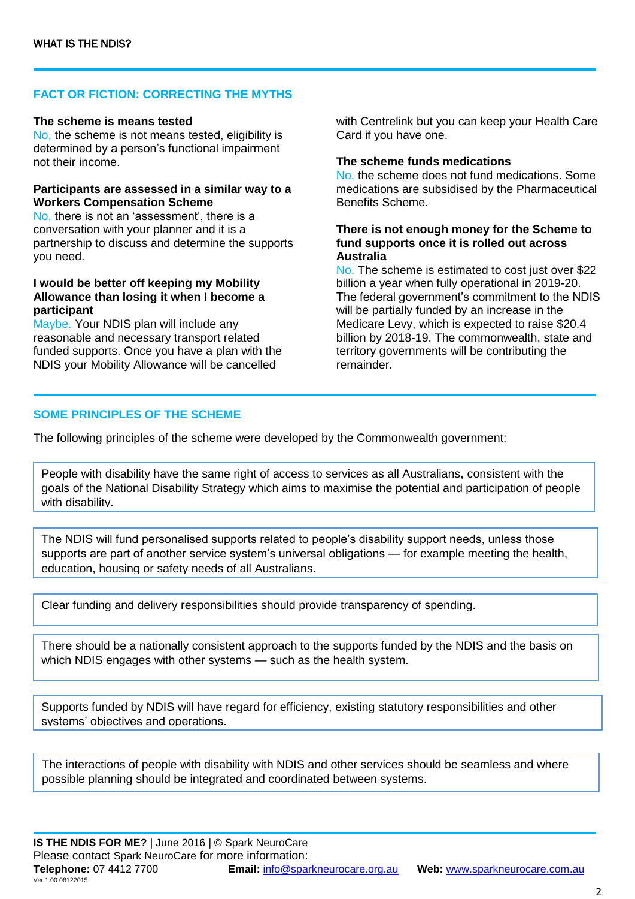## FACT OR FICTION: CORRECTING THE MYTHS

**The scheme is means tested**
No, the scheme is not means tested, eligibility is determined by a person's functional impairment not their income.

**Participants are assessed in a similar way to a Workers Compensation Scheme**
No, there is not an 'assessment', there is a conversation with your planner and it is a partnership to discuss and determine the supports you need.

**I would be better off keeping my Mobility Allowance than losing it when I become a participant**
Maybe. Your NDIS plan will include any reasonable and necessary transport related funded supports. Once you have a plan with the NDIS your Mobility Allowance will be cancelled with Centrelink but you can keep your Health Care Card if you have one.

**The scheme funds medications**
No, the scheme does not fund medications. Some medications are subsidised by the Pharmaceutical Benefits Scheme.

**There is not enough money for the Scheme to fund supports once it is rolled out across Australia**
No. The scheme is estimated to cost just over $22 billion a year when fully operational in 2019-20. The federal government's commitment to the NDIS will be partially funded by an increase in the Medicare Levy, which is expected to raise $20.4 billion by 2018-19. The commonwealth, state and territory governments will be contributing the remainder.

## SOME PRINCIPLES OF THE SCHEME

The following principles of the scheme were developed by the Commonwealth government:

People with disability have the same right of access to services as all Australians, consistent with the goals of the National Disability Strategy which aims to maximise the potential and participation of people with disability.

The NDIS will fund personalised supports related to people's disability support needs, unless those supports are part of another service system's universal obligations — for example meeting the health, education, housing or safety needs of all Australians.

Clear funding and delivery responsibilities should provide transparency of spending.

There should be a nationally consistent approach to the supports funded by the NDIS and the basis on which NDIS engages with other systems — such as the health system.

Supports funded by NDIS will have regard for efficiency, existing statutory responsibilities and other systems' objectives and operations.

The interactions of people with disability with NDIS and other services should be seamless and where possible planning should be integrated and coordinated between systems.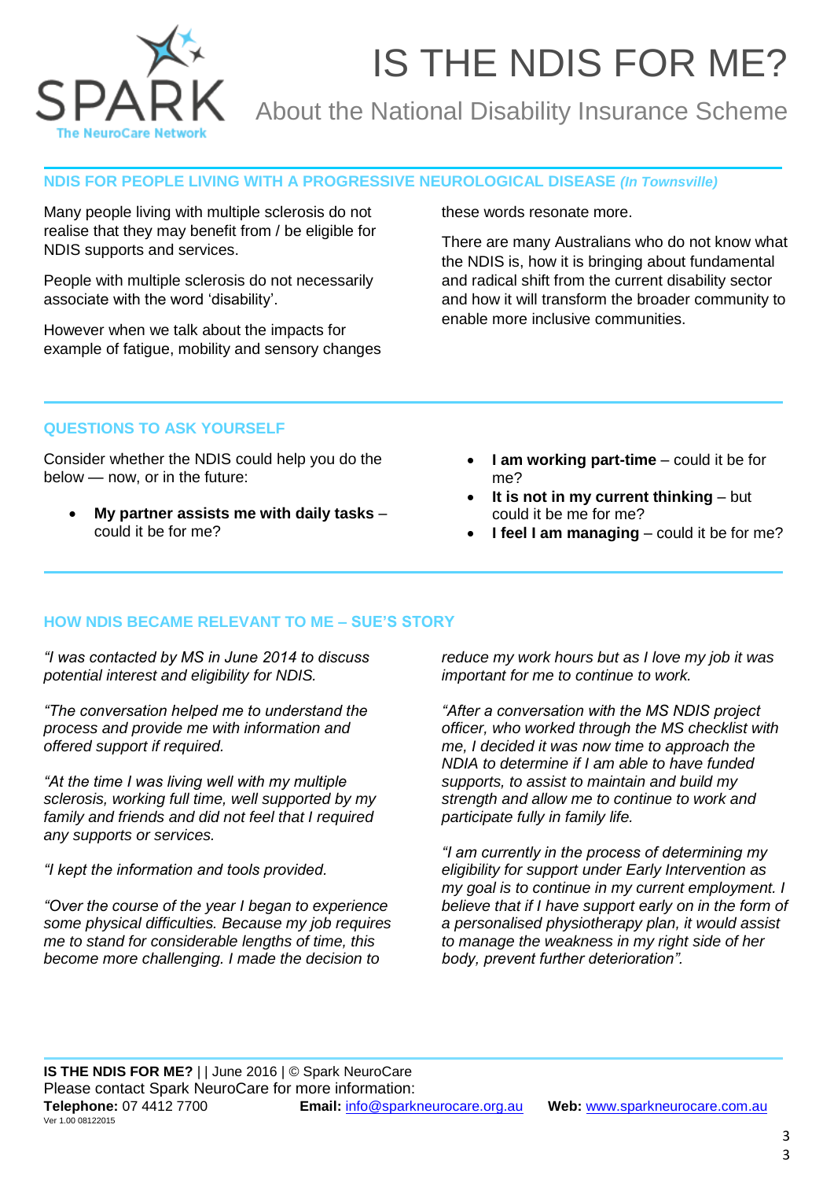# IS THE NDIS FOR ME?

## About the National Disability Insurance Scheme

### NDIS FOR PEOPLE LIVING WITH A PROGRESSIVE NEUROLOGICAL DISEASE *(In Townsville)*

Many people living with multiple sclerosis do not realise that they may benefit from / be eligible for NDIS supports and services.

People with multiple sclerosis do not necessarily associate with the word 'disability'.

However when we talk about the impacts for example of fatigue, mobility and sensory changes these words resonate more.

There are many Australians who do not know what the NDIS is, how it is bringing about fundamental and radical shift from the current disability sector and how it will transform the broader community to enable more inclusive communities.

### QUESTIONS TO ASK YOURSELF

Consider whether the NDIS could help you do the below — now, or in the future:

- **My partner assists me with daily tasks** – could it be for me?
- **I am working part-time** – could it be for me?
- **It is not in my current thinking** – but could it be me for me?
- **I feel I am managing** – could it be for me?

### HOW NDIS BECAME RELEVANT TO ME – SUE'S STORY

*"I was contacted by MS in June 2014 to discuss potential interest and eligibility for NDIS.*

*"The conversation helped me to understand the process and provide me with information and offered support if required.*

*"At the time I was living well with my multiple sclerosis, working full time, well supported by my family and friends and did not feel that I required any supports or services.*

*"I kept the information and tools provided.*

*"Over the course of the year I began to experience some physical difficulties. Because my job requires me to stand for considerable lengths of time, this become more challenging. I made the decision to reduce my work hours but as I love my job it was important for me to continue to work.*

*"After a conversation with the MS NDIS project officer, who worked through the MS checklist with me, I decided it was now time to approach the NDIA to determine if I am able to have funded supports, to assist to maintain and build my strength and allow me to continue to work and participate fully in family life.*

*"I am currently in the process of determining my eligibility for support under Early Intervention as my goal is to continue in my current employment. I believe that if I have support early on in the form of a personalised physiotherapy plan, it would assist to manage the weakness in my right side of her body, prevent further deterioration".*

**IS THE NDIS FOR ME?** | | June 2016 | © Spark NeuroCare
Please contact Spark NeuroCare for more information:
**Telephone:** 07 4412 7700 **Email:** info@sparkneurocare.org.au **Web:** www.sparkneurocare.com.au
Ver 1.00 08122015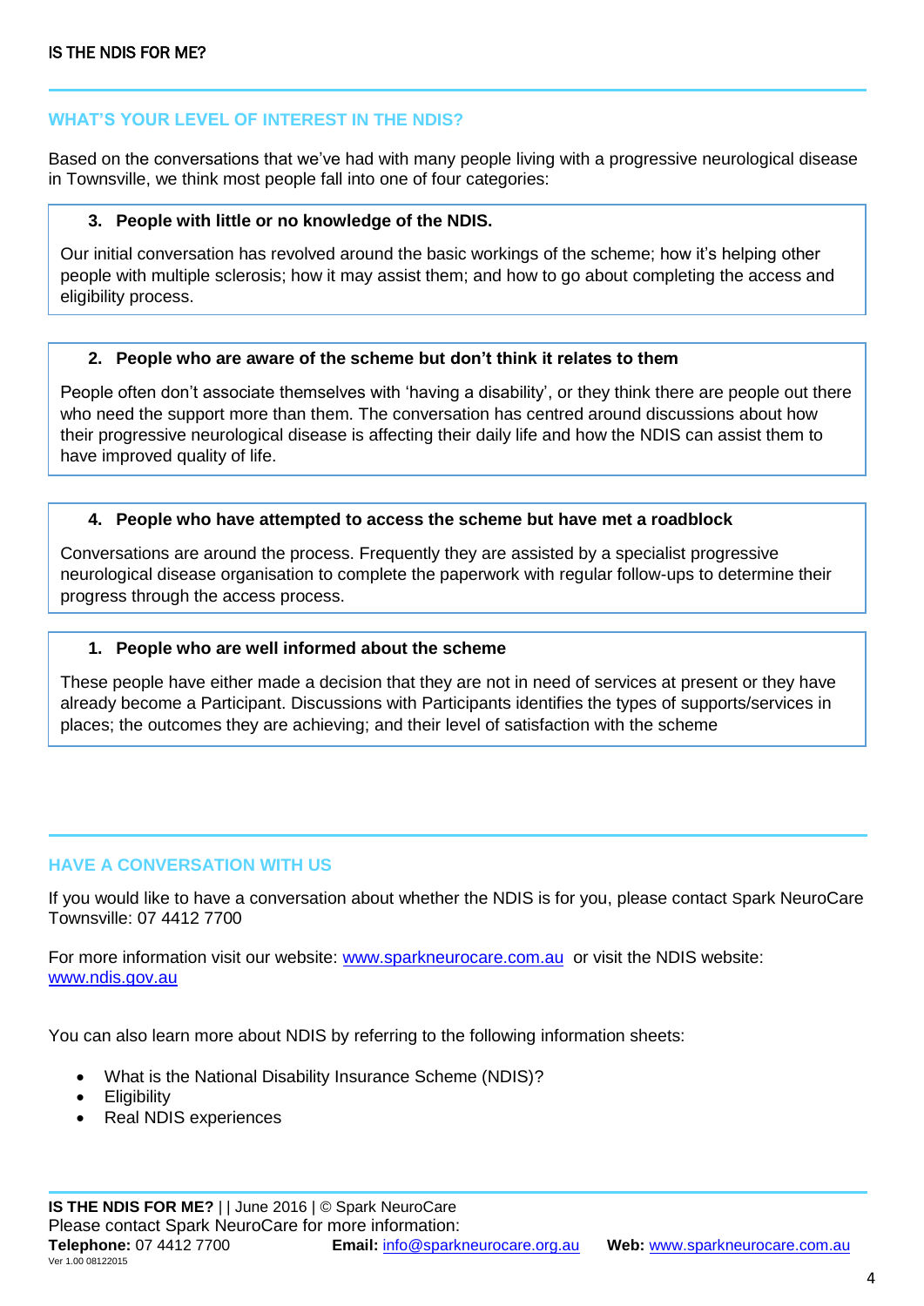## WHAT'S YOUR LEVEL OF INTEREST IN THE NDIS?

Based on the conversations that we've had with many people living with a progressive neurological disease in Townsville, we think most people fall into one of four categories:

**3. People with little or no knowledge of the NDIS.**

Our initial conversation has revolved around the basic workings of the scheme; how it's helping other people with multiple sclerosis; how it may assist them; and how to go about completing the access and eligibility process.

**2. People who are aware of the scheme but don't think it relates to them**

People often don't associate themselves with 'having a disability', or they think there are people out there who need the support more than them. The conversation has centred around discussions about how their progressive neurological disease is affecting their daily life and how the NDIS can assist them to have improved quality of life.

**4. People who have attempted to access the scheme but have met a roadblock**

Conversations are around the process. Frequently they are assisted by a specialist progressive neurological disease organisation to complete the paperwork with regular follow-ups to determine their progress through the access process.

**1. People who are well informed about the scheme**

These people have either made a decision that they are not in need of services at present or they have already become a Participant. Discussions with Participants identifies the types of supports/services in places; the outcomes they are achieving; and their level of satisfaction with the scheme

## HAVE A CONVERSATION WITH US

If you would like to have a conversation about whether the NDIS is for you, please contact Spark NeuroCare Townsville: 07 4412 7700

For more information visit our website: www.sparkneurocare.com.au or visit the NDIS website: www.ndis.gov.au

You can also learn more about NDIS by referring to the following information sheets:

- What is the National Disability Insurance Scheme (NDIS)?
- Eligibility
- Real NDIS experiences